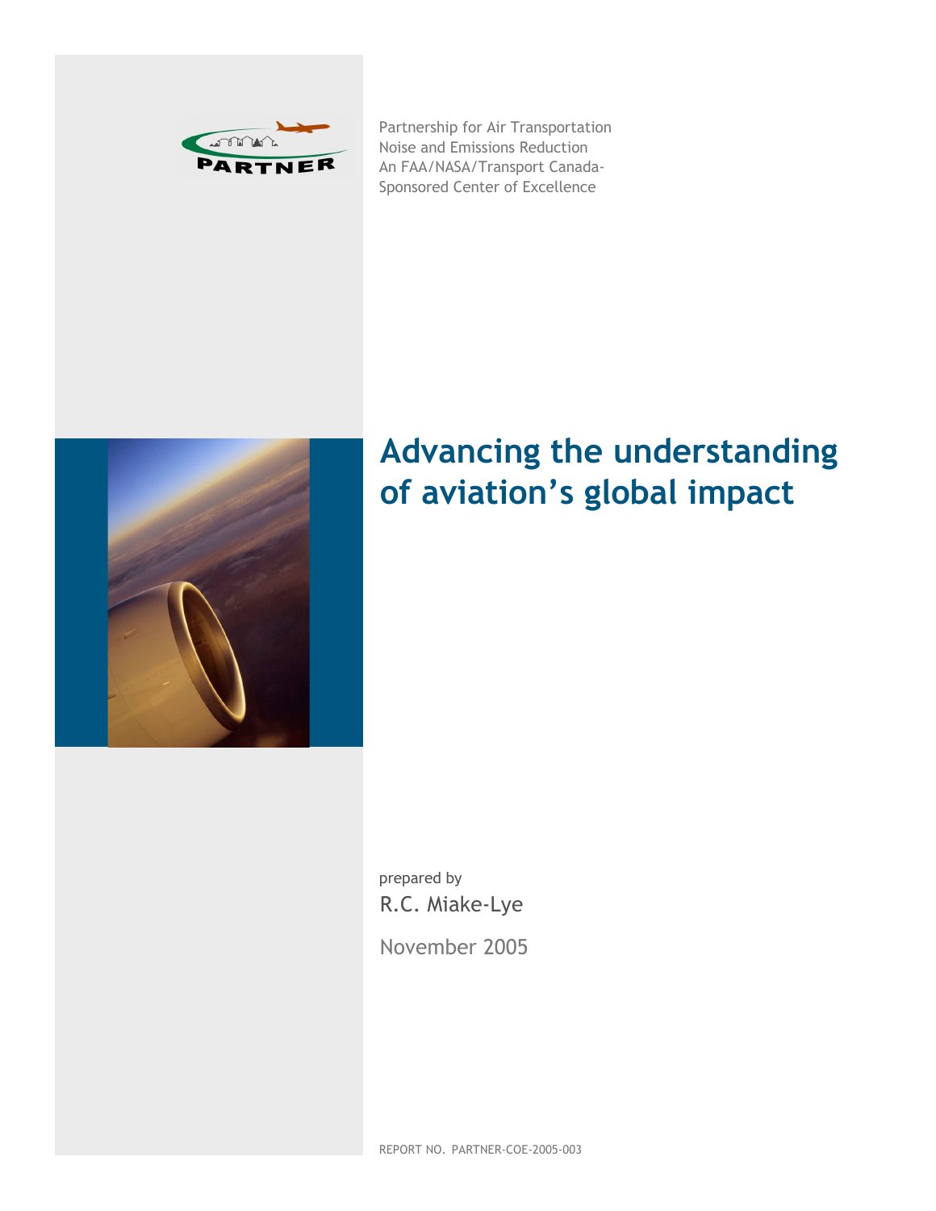PARTNER

Partnership for Air Transportation Noise and Emissions Reduction
An FAA/NASA/Transport Canada-Sponsored Center of Excellence

# Advancing the understanding of aviation's global impact

prepared by
R.C. Miake-Lye

November 2005

REPORT NO. PARTNER-COE-2005-003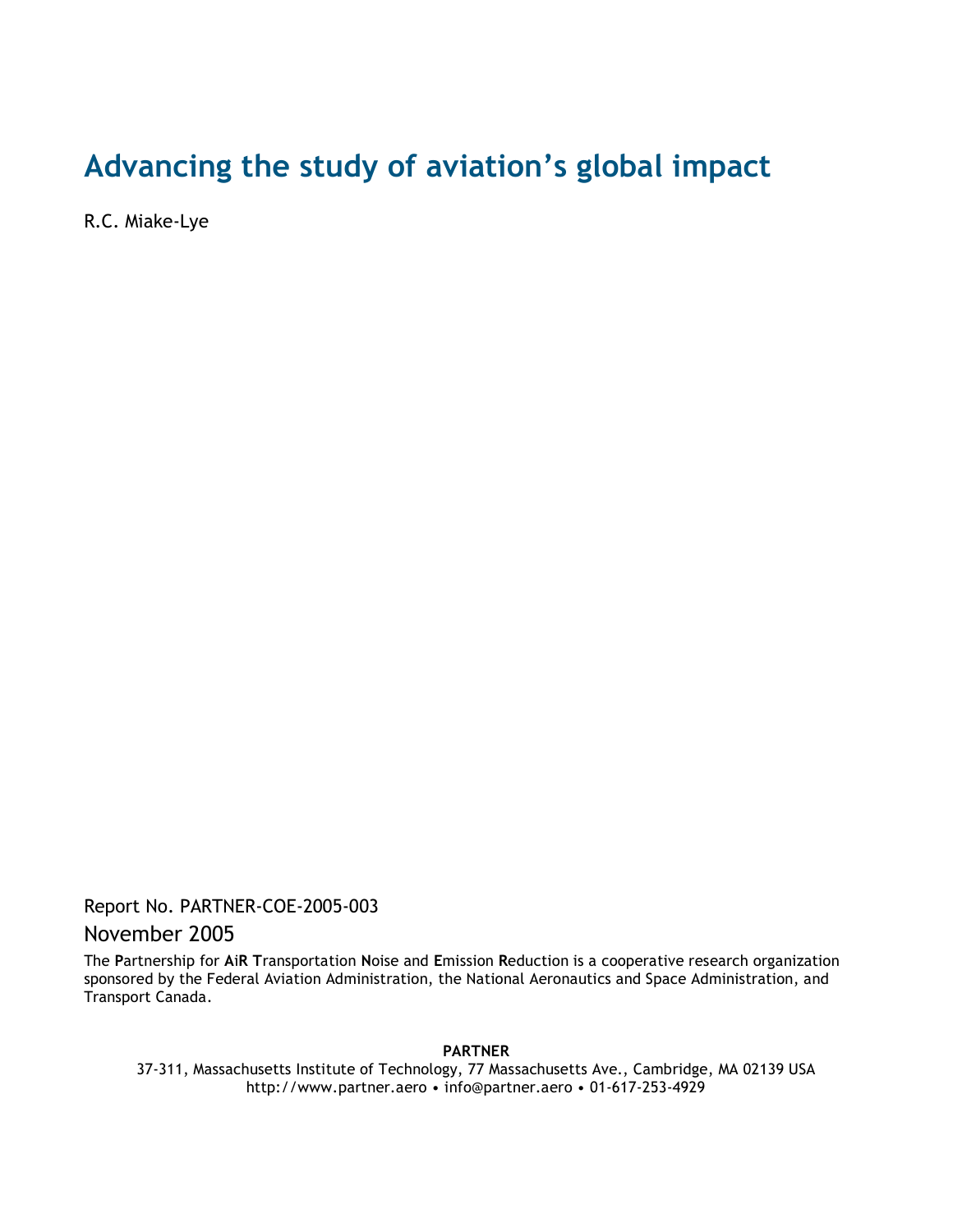# Advancing the study of aviation's global impact

R.C. Miake-Lye

Report No. PARTNER-COE-2005-003

November 2005

The **P**artnership for **A**i**R** **T**ransportation **N**oise and **E**mission **R**eduction is a cooperative research organization sponsored by the Federal Aviation Administration, the National Aeronautics and Space Administration, and Transport Canada.

**PARTNER**

37-311, Massachusetts Institute of Technology, 77 Massachusetts Ave., Cambridge, MA 02139 USA

http://www.partner.aero • info@partner.aero • 01-617-253-4929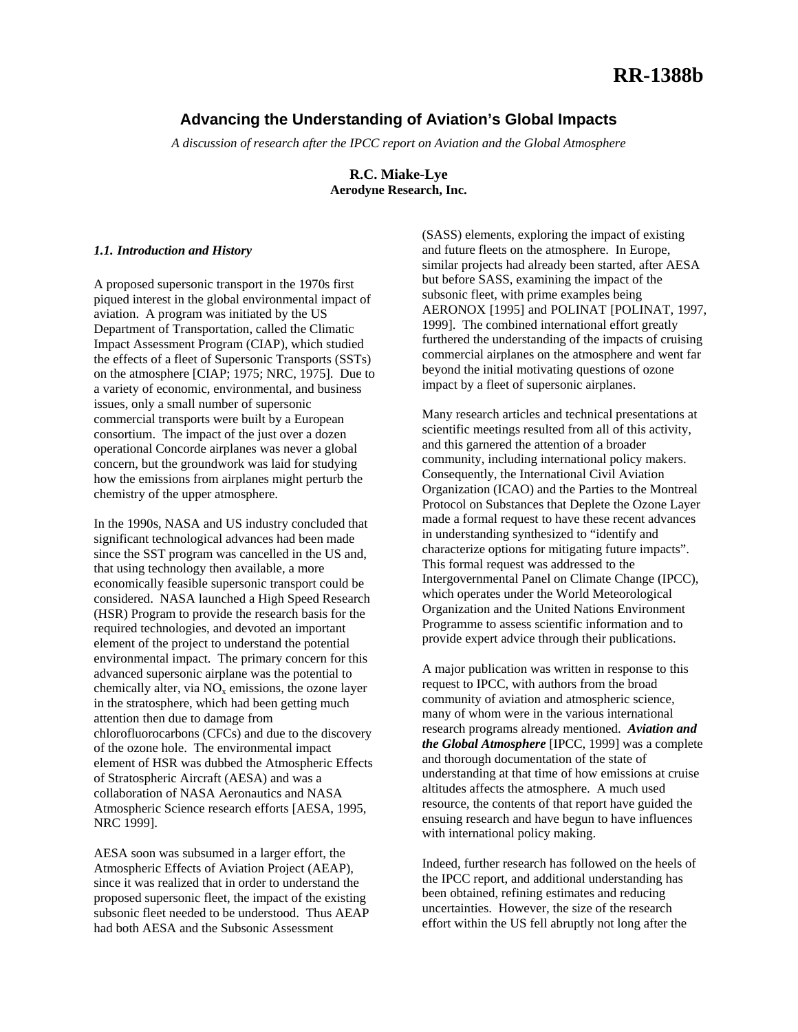# RR-1388b

## Advancing the Understanding of Aviation's Global Impacts

*A discussion of research after the IPCC report on Aviation and the Global Atmosphere*

**R.C. Miake-Lye**
**Aerodyne Research, Inc.**

### *1.1. Introduction and History*

A proposed supersonic transport in the 1970s first piqued interest in the global environmental impact of aviation. A program was initiated by the US Department of Transportation, called the Climatic Impact Assessment Program (CIAP), which studied the effects of a fleet of Supersonic Transports (SSTs) on the atmosphere [CIAP; 1975; NRC, 1975]. Due to a variety of economic, environmental, and business issues, only a small number of supersonic commercial transports were built by a European consortium. The impact of the just over a dozen operational Concorde airplanes was never a global concern, but the groundwork was laid for studying how the emissions from airplanes might perturb the chemistry of the upper atmosphere.

In the 1990s, NASA and US industry concluded that significant technological advances had been made since the SST program was cancelled in the US and, that using technology then available, a more economically feasible supersonic transport could be considered. NASA launched a High Speed Research (HSR) Program to provide the research basis for the required technologies, and devoted an important element of the project to understand the potential environmental impact. The primary concern for this advanced supersonic airplane was the potential to chemically alter, via $NO_x$ emissions, the ozone layer in the stratosphere, which had been getting much attention then due to damage from chlorofluorocarbons (CFCs) and due to the discovery of the ozone hole. The environmental impact element of HSR was dubbed the Atmospheric Effects of Stratospheric Aircraft (AESA) and was a collaboration of NASA Aeronautics and NASA Atmospheric Science research efforts [AESA, 1995, NRC 1999].

AESA soon was subsumed in a larger effort, the Atmospheric Effects of Aviation Project (AEAP), since it was realized that in order to understand the proposed supersonic fleet, the impact of the existing subsonic fleet needed to be understood. Thus AEAP had both AESA and the Subsonic Assessment (SASS) elements, exploring the impact of existing and future fleets on the atmosphere. In Europe, similar projects had already been started, after AESA but before SASS, examining the impact of the subsonic fleet, with prime examples being AERONOX [1995] and POLINAT [POLINAT, 1997, 1999]. The combined international effort greatly furthered the understanding of the impacts of cruising commercial airplanes on the atmosphere and went far beyond the initial motivating questions of ozone impact by a fleet of supersonic airplanes.

Many research articles and technical presentations at scientific meetings resulted from all of this activity, and this garnered the attention of a broader community, including international policy makers. Consequently, the International Civil Aviation Organization (ICAO) and the Parties to the Montreal Protocol on Substances that Deplete the Ozone Layer made a formal request to have these recent advances in understanding synthesized to "identify and characterize options for mitigating future impacts". This formal request was addressed to the Intergovernmental Panel on Climate Change (IPCC), which operates under the World Meteorological Organization and the United Nations Environment Programme to assess scientific information and to provide expert advice through their publications.

A major publication was written in response to this request to IPCC, with authors from the broad community of aviation and atmospheric science, many of whom were in the various international research programs already mentioned. ***Aviation and the Global Atmosphere*** [IPCC, 1999] was a complete and thorough documentation of the state of understanding at that time of how emissions at cruise altitudes affects the atmosphere. A much used resource, the contents of that report have guided the ensuing research and have begun to have influences with international policy making.

Indeed, further research has followed on the heels of the IPCC report, and additional understanding has been obtained, refining estimates and reducing uncertainties. However, the size of the research effort within the US fell abruptly not long after the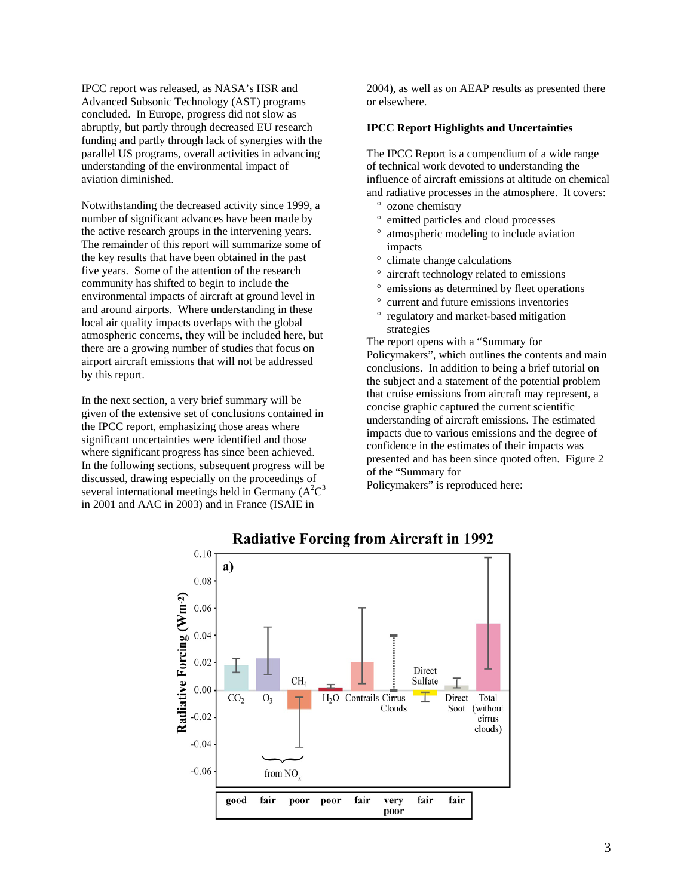IPCC report was released, as NASA's HSR and Advanced Subsonic Technology (AST) programs concluded. In Europe, progress did not slow as abruptly, but partly through decreased EU research funding and partly through lack of synergies with the parallel US programs, overall activities in advancing understanding of the environmental impact of aviation diminished.

Notwithstanding the decreased activity since 1999, a number of significant advances have been made by the active research groups in the intervening years. The remainder of this report will summarize some of the key results that have been obtained in the past five years. Some of the attention of the research community has shifted to begin to include the environmental impacts of aircraft at ground level in and around airports. Where understanding in these local air quality impacts overlaps with the global atmospheric concerns, they will be included here, but there are a growing number of studies that focus on airport aircraft emissions that will not be addressed by this report.

In the next section, a very brief summary will be given of the extensive set of conclusions contained in the IPCC report, emphasizing those areas where significant uncertainties were identified and those where significant progress has since been achieved. In the following sections, subsequent progress will be discussed, drawing especially on the proceedings of several international meetings held in Germany ($A^2C^3$ in 2001 and AAC in 2003) and in France (ISAIE in 2004), as well as on AEAP results as presented there or elsewhere.

### IPCC Report Highlights and Uncertainties

The IPCC Report is a compendium of a wide range of technical work devoted to understanding the influence of aircraft emissions at altitude on chemical and radiative processes in the atmosphere. It covers:

- ozone chemistry
- emitted particles and cloud processes
- atmospheric modeling to include aviation impacts
- climate change calculations
- aircraft technology related to emissions
- emissions as determined by fleet operations
- current and future emissions inventories
- regulatory and market-based mitigation strategies

The report opens with a "Summary for Policymakers", which outlines the contents and main conclusions. In addition to being a brief tutorial on the subject and a statement of the potential problem that cruise emissions from aircraft may represent, a concise graphic captured the current scientific understanding of aircraft emissions. The estimated impacts due to various emissions and the degree of confidence in the estimates of their impacts was presented and has been since quoted often. Figure 2 of the "Summary for Policymakers" is reproduced here:

**Radiative Forcing from Aircraft in 1992**

a)

Radiative Forcing (Wm-2): 0.10, 0.08, 0.06, 0.04, 0.02, 0.00, -0.02, -0.04, -0.06

$CO_2$ | $O_3$ | $CH_4$ | $H_2O$ | Contrails | Cirrus Clouds | Direct Sulfate | Direct Soot | Total (without cirrus clouds)

from $NO_x$

| good | fair | poor | poor | fair | very poor | fair | fair |
|---|---|---|---|---|---|---|---|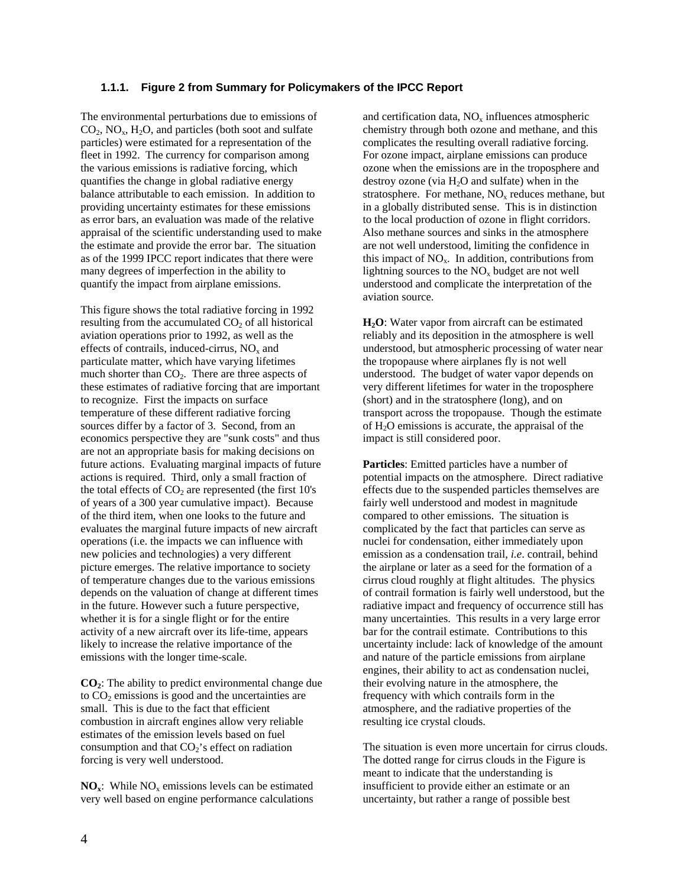### 1.1.1. Figure 2 from Summary for Policymakers of the IPCC Report

The environmental perturbations due to emissions of $CO_2$, $NO_x$, $H_2O$, and particles (both soot and sulfate particles) were estimated for a representation of the fleet in 1992. The currency for comparison among the various emissions is radiative forcing, which quantifies the change in global radiative energy balance attributable to each emission. In addition to providing uncertainty estimates for these emissions as error bars, an evaluation was made of the relative appraisal of the scientific understanding used to make the estimate and provide the error bar. The situation as of the 1999 IPCC report indicates that there were many degrees of imperfection in the ability to quantify the impact from airplane emissions.

This figure shows the total radiative forcing in 1992 resulting from the accumulated $CO_2$ of all historical aviation operations prior to 1992, as well as the effects of contrails, induced-cirrus, $NO_x$ and particulate matter, which have varying lifetimes much shorter than $CO_2$. There are three aspects of these estimates of radiative forcing that are important to recognize. First the impacts on surface temperature of these different radiative forcing sources differ by a factor of 3. Second, from an economics perspective they are "sunk costs" and thus are not an appropriate basis for making decisions on future actions. Evaluating marginal impacts of future actions is required. Third, only a small fraction of the total effects of $CO_2$ are represented (the first 10's of years of a 300 year cumulative impact). Because of the third item, when one looks to the future and evaluates the marginal future impacts of new aircraft operations (i.e. the impacts we can influence with new policies and technologies) a very different picture emerges. The relative importance to society of temperature changes due to the various emissions depends on the valuation of change at different times in the future. However such a future perspective, whether it is for a single flight or for the entire activity of a new aircraft over its life-time, appears likely to increase the relative importance of the emissions with the longer time-scale.

**$CO_2$**: The ability to predict environmental change due to $CO_2$ emissions is good and the uncertainties are small. This is due to the fact that efficient combustion in aircraft engines allow very reliable estimates of the emission levels based on fuel consumption and that $CO_2$'s effect on radiation forcing is very well understood.

**$NO_x$**: While $NO_x$ emissions levels can be estimated very well based on engine performance calculations and certification data, $NO_x$ influences atmospheric chemistry through both ozone and methane, and this complicates the resulting overall radiative forcing. For ozone impact, airplane emissions can produce ozone when the emissions are in the troposphere and destroy ozone (via $H_2O$ and sulfate) when in the stratosphere. For methane, $NO_x$ reduces methane, but in a globally distributed sense. This is in distinction to the local production of ozone in flight corridors. Also methane sources and sinks in the atmosphere are not well understood, limiting the confidence in this impact of $NO_x$. In addition, contributions from lightning sources to the $NO_x$ budget are not well understood and complicate the interpretation of the aviation source.

**$H_2O$**: Water vapor from aircraft can be estimated reliably and its deposition in the atmosphere is well understood, but atmospheric processing of water near the tropopause where airplanes fly is not well understood. The budget of water vapor depends on very different lifetimes for water in the troposphere (short) and in the stratosphere (long), and on transport across the tropopause. Though the estimate of $H_2O$ emissions is accurate, the appraisal of the impact is still considered poor.

**Particles**: Emitted particles have a number of potential impacts on the atmosphere. Direct radiative effects due to the suspended particles themselves are fairly well understood and modest in magnitude compared to other emissions. The situation is complicated by the fact that particles can serve as nuclei for condensation, either immediately upon emission as a condensation trail, *i.e*. contrail, behind the airplane or later as a seed for the formation of a cirrus cloud roughly at flight altitudes. The physics of contrail formation is fairly well understood, but the radiative impact and frequency of occurrence still has many uncertainties. This results in a very large error bar for the contrail estimate. Contributions to this uncertainty include: lack of knowledge of the amount and nature of the particle emissions from airplane engines, their ability to act as condensation nuclei, their evolving nature in the atmosphere, the frequency with which contrails form in the atmosphere, and the radiative properties of the resulting ice crystal clouds.

The situation is even more uncertain for cirrus clouds. The dotted range for cirrus clouds in the Figure is meant to indicate that the understanding is insufficient to provide either an estimate or an uncertainty, but rather a range of possible best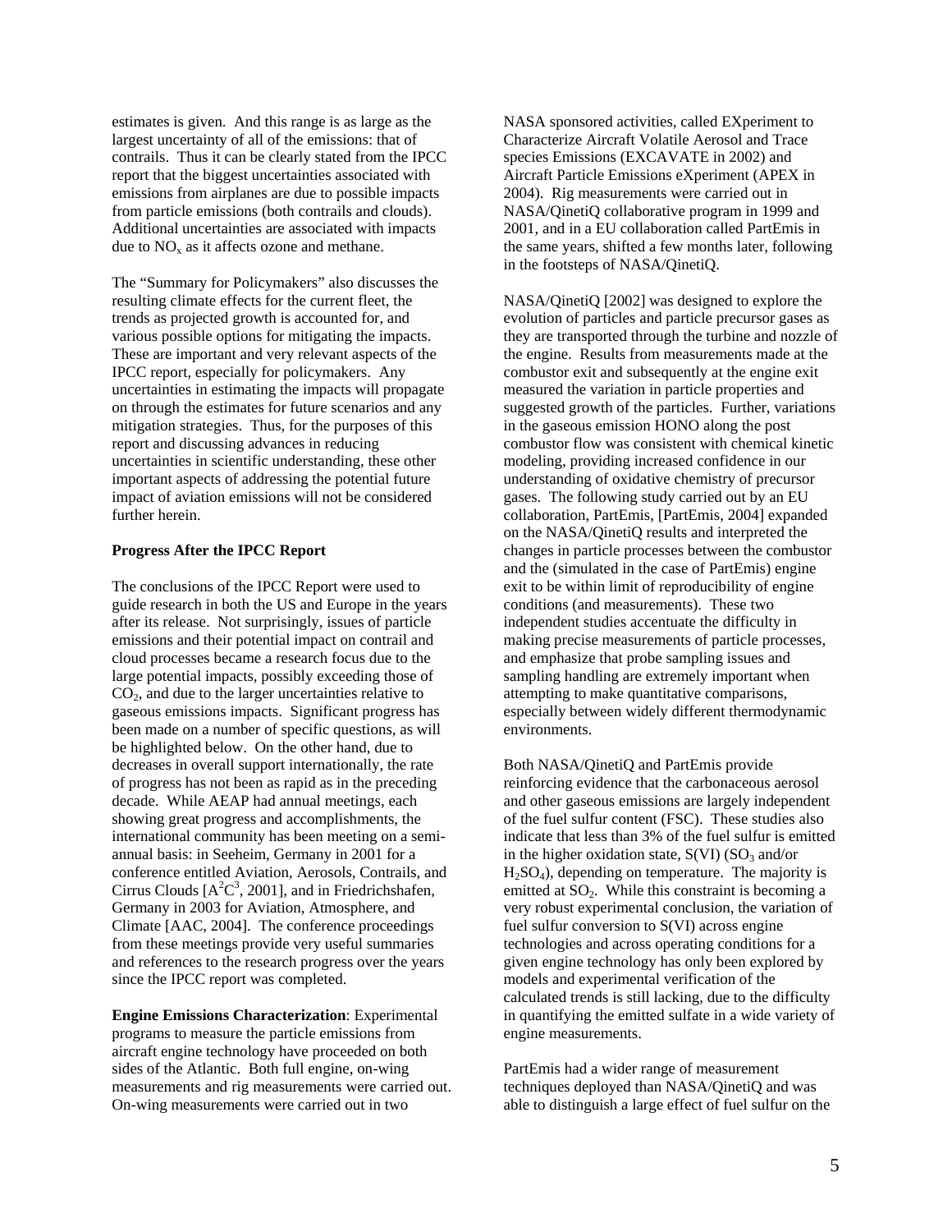estimates is given. And this range is as large as the largest uncertainty of all of the emissions: that of contrails. Thus it can be clearly stated from the IPCC report that the biggest uncertainties associated with emissions from airplanes are due to possible impacts from particle emissions (both contrails and clouds). Additional uncertainties are associated with impacts due to $NO_x$ as it affects ozone and methane.

The "Summary for Policymakers" also discusses the resulting climate effects for the current fleet, the trends as projected growth is accounted for, and various possible options for mitigating the impacts. These are important and very relevant aspects of the IPCC report, especially for policymakers. Any uncertainties in estimating the impacts will propagate on through the estimates for future scenarios and any mitigation strategies. Thus, for the purposes of this report and discussing advances in reducing uncertainties in scientific understanding, these other important aspects of addressing the potential future impact of aviation emissions will not be considered further herein.

**Progress After the IPCC Report**

The conclusions of the IPCC Report were used to guide research in both the US and Europe in the years after its release. Not surprisingly, issues of particle emissions and their potential impact on contrail and cloud processes became a research focus due to the large potential impacts, possibly exceeding those of $CO_2$, and due to the larger uncertainties relative to gaseous emissions impacts. Significant progress has been made on a number of specific questions, as will be highlighted below. On the other hand, due to decreases in overall support internationally, the rate of progress has not been as rapid as in the preceding decade. While AEAP had annual meetings, each showing great progress and accomplishments, the international community has been meeting on a semi-annual basis: in Seeheim, Germany in 2001 for a conference entitled Aviation, Aerosols, Contrails, and Cirrus Clouds [$A^2C^3$, 2001], and in Friedrichshafen, Germany in 2003 for Aviation, Atmosphere, and Climate [AAC, 2004]. The conference proceedings from these meetings provide very useful summaries and references to the research progress over the years since the IPCC report was completed.

**Engine Emissions Characterization**: Experimental programs to measure the particle emissions from aircraft engine technology have proceeded on both sides of the Atlantic. Both full engine, on-wing measurements and rig measurements were carried out. On-wing measurements were carried out in two NASA sponsored activities, called EXperiment to Characterize Aircraft Volatile Aerosol and Trace species Emissions (EXCAVATE in 2002) and Aircraft Particle Emissions eXperiment (APEX in 2004). Rig measurements were carried out in NASA/QinetiQ collaborative program in 1999 and 2001, and in a EU collaboration called PartEmis in the same years, shifted a few months later, following in the footsteps of NASA/QinetiQ.

NASA/QinetiQ [2002] was designed to explore the evolution of particles and particle precursor gases as they are transported through the turbine and nozzle of the engine. Results from measurements made at the combustor exit and subsequently at the engine exit measured the variation in particle properties and suggested growth of the particles. Further, variations in the gaseous emission HONO along the post combustor flow was consistent with chemical kinetic modeling, providing increased confidence in our understanding of oxidative chemistry of precursor gases. The following study carried out by an EU collaboration, PartEmis, [PartEmis, 2004] expanded on the NASA/QinetiQ results and interpreted the changes in particle processes between the combustor and the (simulated in the case of PartEmis) engine exit to be within limit of reproducibility of engine conditions (and measurements). These two independent studies accentuate the difficulty in making precise measurements of particle processes, and emphasize that probe sampling issues and sampling handling are extremely important when attempting to make quantitative comparisons, especially between widely different thermodynamic environments.

Both NASA/QinetiQ and PartEmis provide reinforcing evidence that the carbonaceous aerosol and other gaseous emissions are largely independent of the fuel sulfur content (FSC). These studies also indicate that less than 3% of the fuel sulfur is emitted in the higher oxidation state, S(VI) ($SO_3$ and/or $H_2SO_4$), depending on temperature. The majority is emitted at $SO_2$. While this constraint is becoming a very robust experimental conclusion, the variation of fuel sulfur conversion to S(VI) across engine technologies and across operating conditions for a given engine technology has only been explored by models and experimental verification of the calculated trends is still lacking, due to the difficulty in quantifying the emitted sulfate in a wide variety of engine measurements.

PartEmis had a wider range of measurement techniques deployed than NASA/QinetiQ and was able to distinguish a large effect of fuel sulfur on the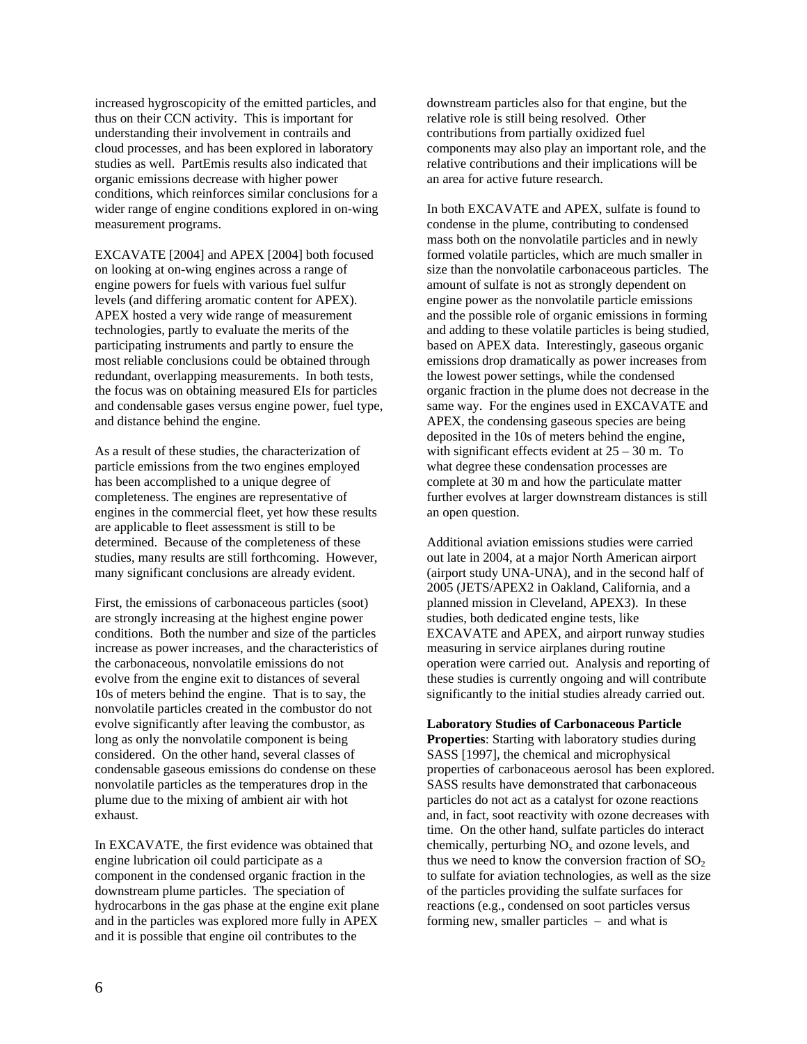increased hygroscopicity of the emitted particles, and thus on their CCN activity. This is important for understanding their involvement in contrails and cloud processes, and has been explored in laboratory studies as well. PartEmis results also indicated that organic emissions decrease with higher power conditions, which reinforces similar conclusions for a wider range of engine conditions explored in on-wing measurement programs.

EXCAVATE [2004] and APEX [2004] both focused on looking at on-wing engines across a range of engine powers for fuels with various fuel sulfur levels (and differing aromatic content for APEX). APEX hosted a very wide range of measurement technologies, partly to evaluate the merits of the participating instruments and partly to ensure the most reliable conclusions could be obtained through redundant, overlapping measurements. In both tests, the focus was on obtaining measured EIs for particles and condensable gases versus engine power, fuel type, and distance behind the engine.

As a result of these studies, the characterization of particle emissions from the two engines employed has been accomplished to a unique degree of completeness. The engines are representative of engines in the commercial fleet, yet how these results are applicable to fleet assessment is still to be determined. Because of the completeness of these studies, many results are still forthcoming. However, many significant conclusions are already evident.

First, the emissions of carbonaceous particles (soot) are strongly increasing at the highest engine power conditions. Both the number and size of the particles increase as power increases, and the characteristics of the carbonaceous, nonvolatile emissions do not evolve from the engine exit to distances of several 10s of meters behind the engine. That is to say, the nonvolatile particles created in the combustor do not evolve significantly after leaving the combustor, as long as only the nonvolatile component is being considered. On the other hand, several classes of condensable gaseous emissions do condense on these nonvolatile particles as the temperatures drop in the plume due to the mixing of ambient air with hot exhaust.

In EXCAVATE, the first evidence was obtained that engine lubrication oil could participate as a component in the condensed organic fraction in the downstream plume particles. The speciation of hydrocarbons in the gas phase at the engine exit plane and in the particles was explored more fully in APEX and it is possible that engine oil contributes to the downstream particles also for that engine, but the relative role is still being resolved. Other contributions from partially oxidized fuel components may also play an important role, and the relative contributions and their implications will be an area for active future research.

In both EXCAVATE and APEX, sulfate is found to condense in the plume, contributing to condensed mass both on the nonvolatile particles and in newly formed volatile particles, which are much smaller in size than the nonvolatile carbonaceous particles. The amount of sulfate is not as strongly dependent on engine power as the nonvolatile particle emissions and the possible role of organic emissions in forming and adding to these volatile particles is being studied, based on APEX data. Interestingly, gaseous organic emissions drop dramatically as power increases from the lowest power settings, while the condensed organic fraction in the plume does not decrease in the same way. For the engines used in EXCAVATE and APEX, the condensing gaseous species are being deposited in the 10s of meters behind the engine, with significant effects evident at 25 – 30 m. To what degree these condensation processes are complete at 30 m and how the particulate matter further evolves at larger downstream distances is still an open question.

Additional aviation emissions studies were carried out late in 2004, at a major North American airport (airport study UNA-UNA), and in the second half of 2005 (JETS/APEX2 in Oakland, California, and a planned mission in Cleveland, APEX3). In these studies, both dedicated engine tests, like EXCAVATE and APEX, and airport runway studies measuring in service airplanes during routine operation were carried out. Analysis and reporting of these studies is currently ongoing and will contribute significantly to the initial studies already carried out.

**Laboratory Studies of Carbonaceous Particle Properties**: Starting with laboratory studies during SASS [1997], the chemical and microphysical properties of carbonaceous aerosol has been explored. SASS results have demonstrated that carbonaceous particles do not act as a catalyst for ozone reactions and, in fact, soot reactivity with ozone decreases with time. On the other hand, sulfate particles do interact chemically, perturbing $NO_x$ and ozone levels, and thus we need to know the conversion fraction of $SO_2$ to sulfate for aviation technologies, as well as the size of the particles providing the sulfate surfaces for reactions (e.g., condensed on soot particles versus forming new, smaller particles – and what is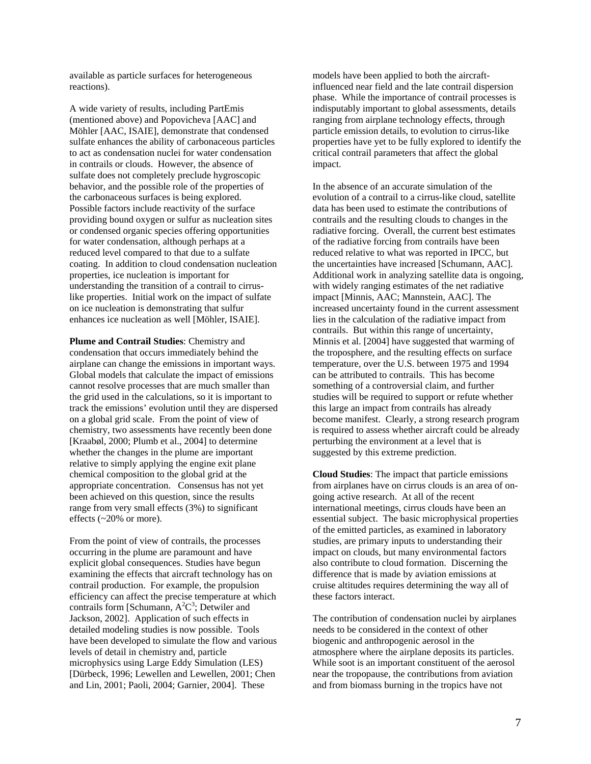available as particle surfaces for heterogeneous reactions).

A wide variety of results, including PartEmis (mentioned above) and Popovicheva [AAC] and Möhler [AAC, ISAIE], demonstrate that condensed sulfate enhances the ability of carbonaceous particles to act as condensation nuclei for water condensation in contrails or clouds. However, the absence of sulfate does not completely preclude hygroscopic behavior, and the possible role of the properties of the carbonaceous surfaces is being explored. Possible factors include reactivity of the surface providing bound oxygen or sulfur as nucleation sites or condensed organic species offering opportunities for water condensation, although perhaps at a reduced level compared to that due to a sulfate coating. In addition to cloud condensation nucleation properties, ice nucleation is important for understanding the transition of a contrail to cirrus-like properties. Initial work on the impact of sulfate on ice nucleation is demonstrating that sulfur enhances ice nucleation as well [Möhler, ISAIE].

**Plume and Contrail Studies**: Chemistry and condensation that occurs immediately behind the airplane can change the emissions in important ways. Global models that calculate the impact of emissions cannot resolve processes that are much smaller than the grid used in the calculations, so it is important to track the emissions' evolution until they are dispersed on a global grid scale. From the point of view of chemistry, two assessments have recently been done [Kraabøl, 2000; Plumb et al., 2004] to determine whether the changes in the plume are important relative to simply applying the engine exit plane chemical composition to the global grid at the appropriate concentration. Consensus has not yet been achieved on this question, since the results range from very small effects (3%) to significant effects (~20% or more).

From the point of view of contrails, the processes occurring in the plume are paramount and have explicit global consequences. Studies have begun examining the effects that aircraft technology has on contrail production. For example, the propulsion efficiency can affect the precise temperature at which contrails form [Schumann, $A^2C^3$; Detwiler and Jackson, 2002]. Application of such effects in detailed modeling studies is now possible. Tools have been developed to simulate the flow and various levels of detail in chemistry and, particle microphysics using Large Eddy Simulation (LES) [Dürbeck, 1996; Lewellen and Lewellen, 2001; Chen and Lin, 2001; Paoli, 2004; Garnier, 2004]. These models have been applied to both the aircraft-influenced near field and the late contrail dispersion phase. While the importance of contrail processes is indisputably important to global assessments, details ranging from airplane technology effects, through particle emission details, to evolution to cirrus-like properties have yet to be fully explored to identify the critical contrail parameters that affect the global impact.

In the absence of an accurate simulation of the evolution of a contrail to a cirrus-like cloud, satellite data has been used to estimate the contributions of contrails and the resulting clouds to changes in the radiative forcing. Overall, the current best estimates of the radiative forcing from contrails have been reduced relative to what was reported in IPCC, but the uncertainties have increased [Schumann, AAC]. Additional work in analyzing satellite data is ongoing, with widely ranging estimates of the net radiative impact [Minnis, AAC; Mannstein, AAC]. The increased uncertainty found in the current assessment lies in the calculation of the radiative impact from contrails. But within this range of uncertainty, Minnis et al. [2004] have suggested that warming of the troposphere, and the resulting effects on surface temperature, over the U.S. between 1975 and 1994 can be attributed to contrails. This has become something of a controversial claim, and further studies will be required to support or refute whether this large an impact from contrails has already become manifest. Clearly, a strong research program is required to assess whether aircraft could be already perturbing the environment at a level that is suggested by this extreme prediction.

**Cloud Studies**: The impact that particle emissions from airplanes have on cirrus clouds is an area of on-going active research. At all of the recent international meetings, cirrus clouds have been an essential subject. The basic microphysical properties of the emitted particles, as examined in laboratory studies, are primary inputs to understanding their impact on clouds, but many environmental factors also contribute to cloud formation. Discerning the difference that is made by aviation emissions at cruise altitudes requires determining the way all of these factors interact.

The contribution of condensation nuclei by airplanes needs to be considered in the context of other biogenic and anthropogenic aerosol in the atmosphere where the airplane deposits its particles. While soot is an important constituent of the aerosol near the tropopause, the contributions from aviation and from biomass burning in the tropics have not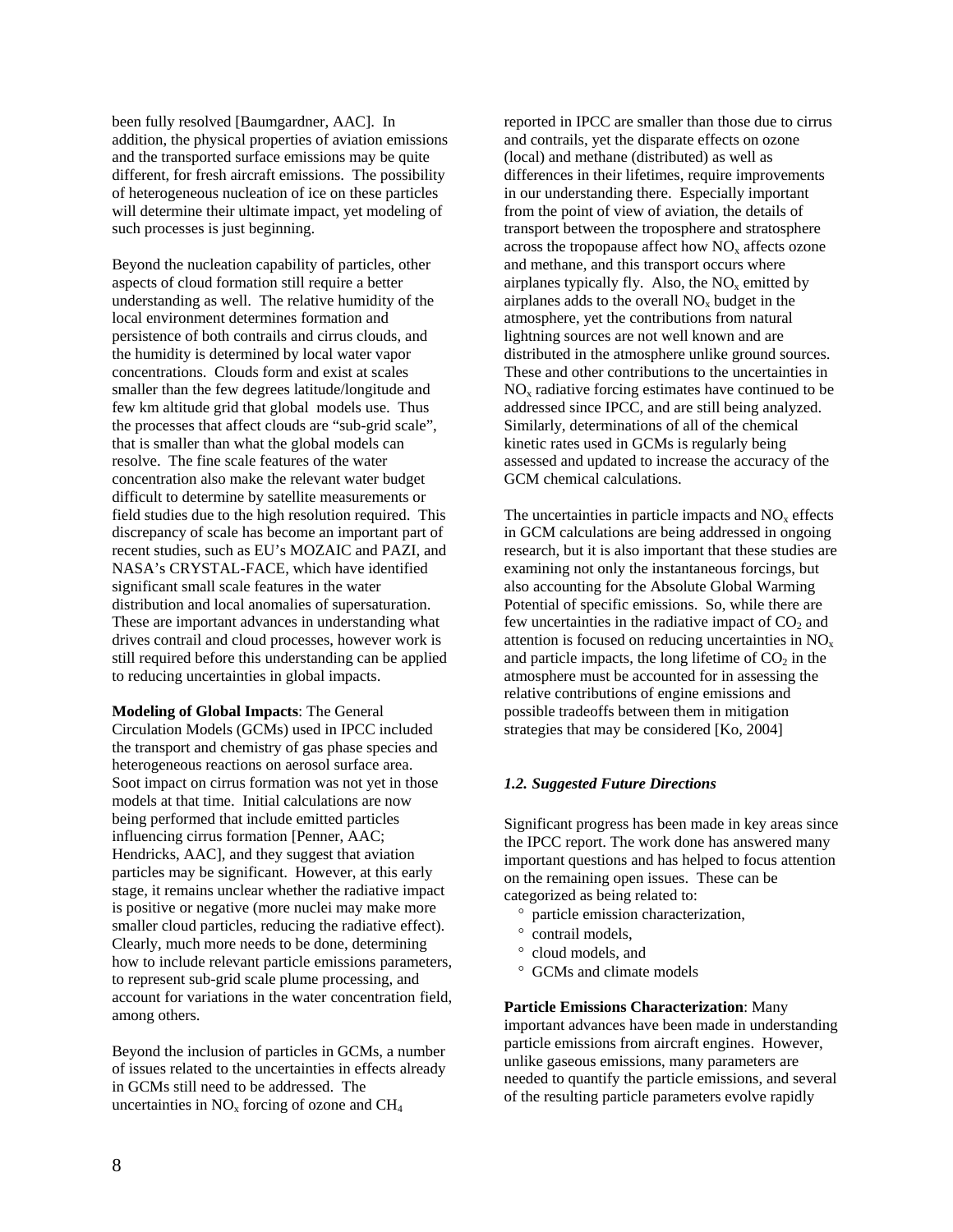been fully resolved [Baumgardner, AAC]. In addition, the physical properties of aviation emissions and the transported surface emissions may be quite different, for fresh aircraft emissions. The possibility of heterogeneous nucleation of ice on these particles will determine their ultimate impact, yet modeling of such processes is just beginning.

Beyond the nucleation capability of particles, other aspects of cloud formation still require a better understanding as well. The relative humidity of the local environment determines formation and persistence of both contrails and cirrus clouds, and the humidity is determined by local water vapor concentrations. Clouds form and exist at scales smaller than the few degrees latitude/longitude and few km altitude grid that global models use. Thus the processes that affect clouds are "sub-grid scale", that is smaller than what the global models can resolve. The fine scale features of the water concentration also make the relevant water budget difficult to determine by satellite measurements or field studies due to the high resolution required. This discrepancy of scale has become an important part of recent studies, such as EU's MOZAIC and PAZI, and NASA's CRYSTAL-FACE, which have identified significant small scale features in the water distribution and local anomalies of supersaturation. These are important advances in understanding what drives contrail and cloud processes, however work is still required before this understanding can be applied to reducing uncertainties in global impacts.

**Modeling of Global Impacts**: The General Circulation Models (GCMs) used in IPCC included the transport and chemistry of gas phase species and heterogeneous reactions on aerosol surface area. Soot impact on cirrus formation was not yet in those models at that time. Initial calculations are now being performed that include emitted particles influencing cirrus formation [Penner, AAC; Hendricks, AAC], and they suggest that aviation particles may be significant. However, at this early stage, it remains unclear whether the radiative impact is positive or negative (more nuclei may make more smaller cloud particles, reducing the radiative effect). Clearly, much more needs to be done, determining how to include relevant particle emissions parameters, to represent sub-grid scale plume processing, and account for variations in the water concentration field, among others.

Beyond the inclusion of particles in GCMs, a number of issues related to the uncertainties in effects already in GCMs still need to be addressed. The uncertainties in $NO_x$ forcing of ozone and $CH_4$ reported in IPCC are smaller than those due to cirrus and contrails, yet the disparate effects on ozone (local) and methane (distributed) as well as differences in their lifetimes, require improvements in our understanding there. Especially important from the point of view of aviation, the details of transport between the troposphere and stratosphere across the tropopause affect how $NO_x$ affects ozone and methane, and this transport occurs where airplanes typically fly. Also, the $NO_x$ emitted by airplanes adds to the overall $NO_x$ budget in the atmosphere, yet the contributions from natural lightning sources are not well known and are distributed in the atmosphere unlike ground sources. These and other contributions to the uncertainties in $NO_x$ radiative forcing estimates have continued to be addressed since IPCC, and are still being analyzed. Similarly, determinations of all of the chemical kinetic rates used in GCMs is regularly being assessed and updated to increase the accuracy of the GCM chemical calculations.

The uncertainties in particle impacts and $NO_x$ effects in GCM calculations are being addressed in ongoing research, but it is also important that these studies are examining not only the instantaneous forcings, but also accounting for the Absolute Global Warming Potential of specific emissions. So, while there are few uncertainties in the radiative impact of $CO_2$ and attention is focused on reducing uncertainties in $NO_x$ and particle impacts, the long lifetime of $CO_2$ in the atmosphere must be accounted for in assessing the relative contributions of engine emissions and possible tradeoffs between them in mitigation strategies that may be considered [Ko, 2004]

### *1.2. Suggested Future Directions*

Significant progress has been made in key areas since the IPCC report. The work done has answered many important questions and has helped to focus attention on the remaining open issues. These can be categorized as being related to:

- particle emission characterization,
- contrail models,
- cloud models, and
- GCMs and climate models

**Particle Emissions Characterization**: Many important advances have been made in understanding particle emissions from aircraft engines. However, unlike gaseous emissions, many parameters are needed to quantify the particle emissions, and several of the resulting particle parameters evolve rapidly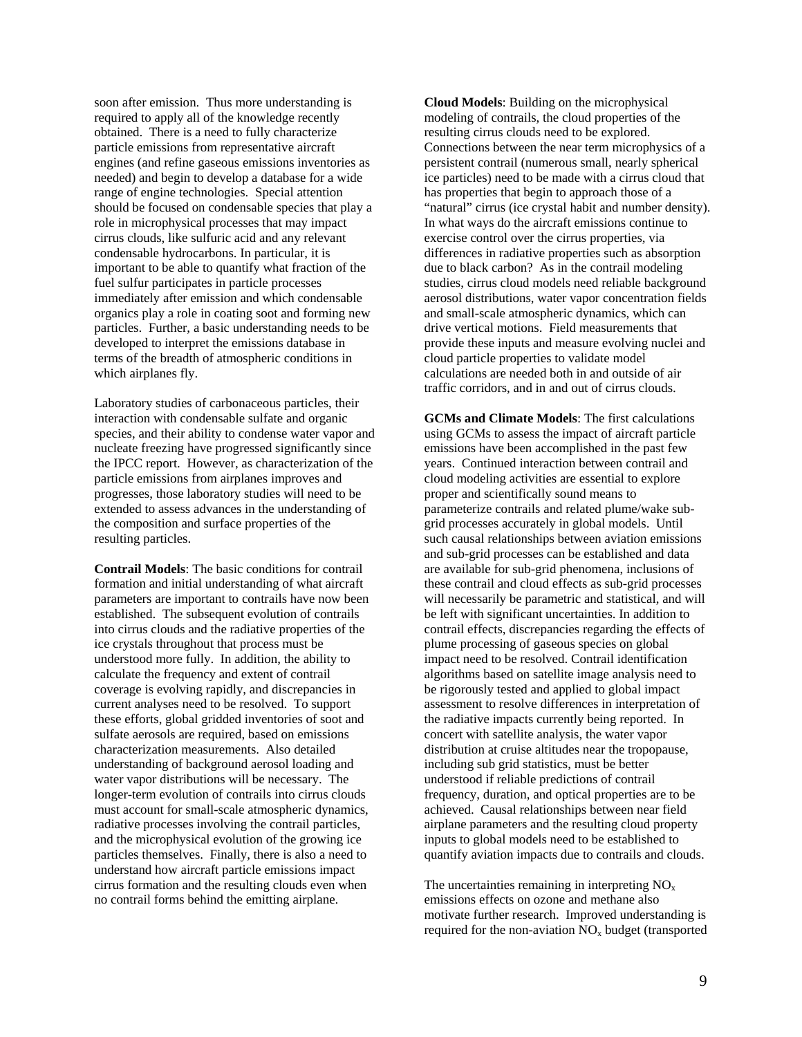soon after emission. Thus more understanding is required to apply all of the knowledge recently obtained. There is a need to fully characterize particle emissions from representative aircraft engines (and refine gaseous emissions inventories as needed) and begin to develop a database for a wide range of engine technologies. Special attention should be focused on condensable species that play a role in microphysical processes that may impact cirrus clouds, like sulfuric acid and any relevant condensable hydrocarbons. In particular, it is important to be able to quantify what fraction of the fuel sulfur participates in particle processes immediately after emission and which condensable organics play a role in coating soot and forming new particles. Further, a basic understanding needs to be developed to interpret the emissions database in terms of the breadth of atmospheric conditions in which airplanes fly.

Laboratory studies of carbonaceous particles, their interaction with condensable sulfate and organic species, and their ability to condense water vapor and nucleate freezing have progressed significantly since the IPCC report. However, as characterization of the particle emissions from airplanes improves and progresses, those laboratory studies will need to be extended to assess advances in the understanding of the composition and surface properties of the resulting particles.

**Contrail Models**: The basic conditions for contrail formation and initial understanding of what aircraft parameters are important to contrails have now been established. The subsequent evolution of contrails into cirrus clouds and the radiative properties of the ice crystals throughout that process must be understood more fully. In addition, the ability to calculate the frequency and extent of contrail coverage is evolving rapidly, and discrepancies in current analyses need to be resolved. To support these efforts, global gridded inventories of soot and sulfate aerosols are required, based on emissions characterization measurements. Also detailed understanding of background aerosol loading and water vapor distributions will be necessary. The longer-term evolution of contrails into cirrus clouds must account for small-scale atmospheric dynamics, radiative processes involving the contrail particles, and the microphysical evolution of the growing ice particles themselves. Finally, there is also a need to understand how aircraft particle emissions impact cirrus formation and the resulting clouds even when no contrail forms behind the emitting airplane.

**Cloud Models**: Building on the microphysical modeling of contrails, the cloud properties of the resulting cirrus clouds need to be explored. Connections between the near term microphysics of a persistent contrail (numerous small, nearly spherical ice particles) need to be made with a cirrus cloud that has properties that begin to approach those of a "natural" cirrus (ice crystal habit and number density). In what ways do the aircraft emissions continue to exercise control over the cirrus properties, via differences in radiative properties such as absorption due to black carbon? As in the contrail modeling studies, cirrus cloud models need reliable background aerosol distributions, water vapor concentration fields and small-scale atmospheric dynamics, which can drive vertical motions. Field measurements that provide these inputs and measure evolving nuclei and cloud particle properties to validate model calculations are needed both in and outside of air traffic corridors, and in and out of cirrus clouds.

**GCMs and Climate Models**: The first calculations using GCMs to assess the impact of aircraft particle emissions have been accomplished in the past few years. Continued interaction between contrail and cloud modeling activities are essential to explore proper and scientifically sound means to parameterize contrails and related plume/wake sub-grid processes accurately in global models. Until such causal relationships between aviation emissions and sub-grid processes can be established and data are available for sub-grid phenomena, inclusions of these contrail and cloud effects as sub-grid processes will necessarily be parametric and statistical, and will be left with significant uncertainties. In addition to contrail effects, discrepancies regarding the effects of plume processing of gaseous species on global impact need to be resolved. Contrail identification algorithms based on satellite image analysis need to be rigorously tested and applied to global impact assessment to resolve differences in interpretation of the radiative impacts currently being reported. In concert with satellite analysis, the water vapor distribution at cruise altitudes near the tropopause, including sub grid statistics, must be better understood if reliable predictions of contrail frequency, duration, and optical properties are to be achieved. Causal relationships between near field airplane parameters and the resulting cloud property inputs to global models need to be established to quantify aviation impacts due to contrails and clouds.

The uncertainties remaining in interpreting $NO_x$ emissions effects on ozone and methane also motivate further research. Improved understanding is required for the non-aviation $NO_x$ budget (transported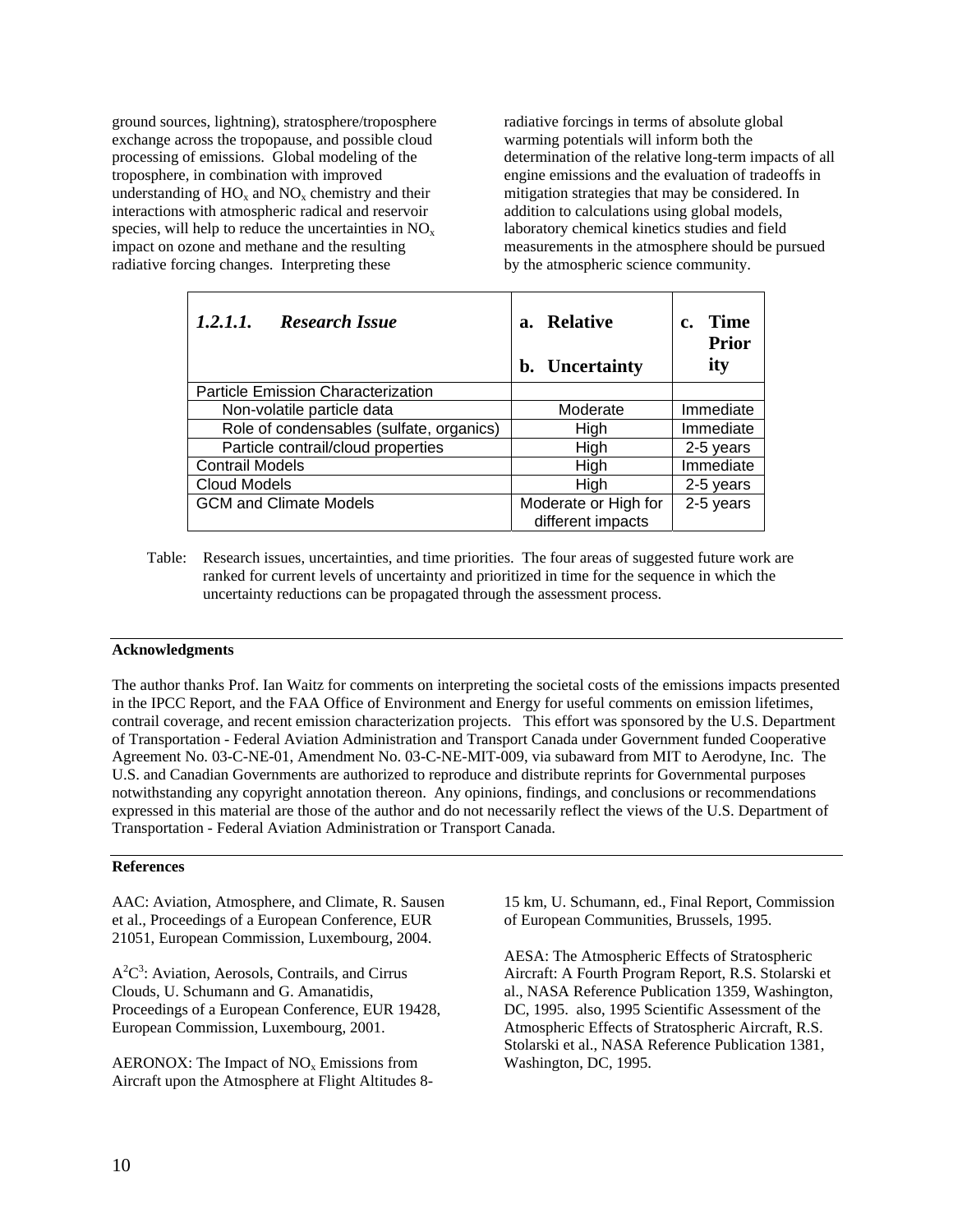ground sources, lightning), stratosphere/troposphere exchange across the tropopause, and possible cloud processing of emissions. Global modeling of the troposphere, in combination with improved understanding of $HO_x$ and $NO_x$ chemistry and their interactions with atmospheric radical and reservoir species, will help to reduce the uncertainties in $NO_x$ impact on ozone and methane and the resulting radiative forcing changes. Interpreting these radiative forcings in terms of absolute global warming potentials will inform both the determination of the relative long-term impacts of all engine emissions and the evaluation of tradeoffs in mitigation strategies that may be considered. In addition to calculations using global models, laboratory chemical kinetics studies and field measurements in the atmosphere should be pursued by the atmospheric science community.

| *1.2.1.1. Research Issue* | a. Relative<br>b. Uncertainty | c. Time Priority |
|---|---|---|
| Particle Emission Characterization | | |
| Non-volatile particle data | Moderate | Immediate |
| Role of condensables (sulfate, organics) | High | Immediate |
| Particle contrail/cloud properties | High | 2-5 years |
| Contrail Models | High | Immediate |
| Cloud Models | High | 2-5 years |
| GCM and Climate Models | Moderate or High for different impacts | 2-5 years |

Table: Research issues, uncertainties, and time priorities. The four areas of suggested future work are ranked for current levels of uncertainty and prioritized in time for the sequence in which the uncertainty reductions can be propagated through the assessment process.

**Acknowledgments**

The author thanks Prof. Ian Waitz for comments on interpreting the societal costs of the emissions impacts presented in the IPCC Report, and the FAA Office of Environment and Energy for useful comments on emission lifetimes, contrail coverage, and recent emission characterization projects. This effort was sponsored by the U.S. Department of Transportation - Federal Aviation Administration and Transport Canada under Government funded Cooperative Agreement No. 03-C-NE-01, Amendment No. 03-C-NE-MIT-009, via subaward from MIT to Aerodyne, Inc. The U.S. and Canadian Governments are authorized to reproduce and distribute reprints for Governmental purposes notwithstanding any copyright annotation thereon. Any opinions, findings, and conclusions or recommendations expressed in this material are those of the author and do not necessarily reflect the views of the U.S. Department of Transportation - Federal Aviation Administration or Transport Canada.

**References**

AAC: Aviation, Atmosphere, and Climate, R. Sausen et al., Proceedings of a European Conference, EUR 21051, European Commission, Luxembourg, 2004.

$A^2C^3$: Aviation, Aerosols, Contrails, and Cirrus Clouds, U. Schumann and G. Amanatidis, Proceedings of a European Conference, EUR 19428, European Commission, Luxembourg, 2001.

AERONOX: The Impact of $NO_x$ Emissions from Aircraft upon the Atmosphere at Flight Altitudes 8-15 km, U. Schumann, ed., Final Report, Commission of European Communities, Brussels, 1995.

AESA: The Atmospheric Effects of Stratospheric Aircraft: A Fourth Program Report, R.S. Stolarski et al., NASA Reference Publication 1359, Washington, DC, 1995. also, 1995 Scientific Assessment of the Atmospheric Effects of Stratospheric Aircraft, R.S. Stolarski et al., NASA Reference Publication 1381, Washington, DC, 1995.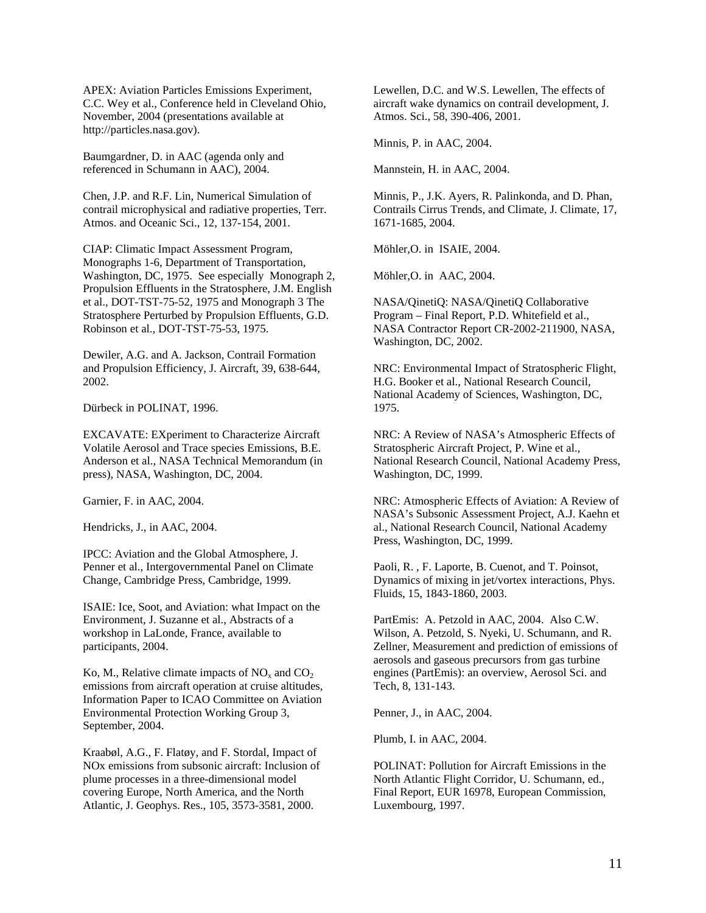APEX: Aviation Particles Emissions Experiment, C.C. Wey et al., Conference held in Cleveland Ohio, November, 2004 (presentations available at http://particles.nasa.gov).

Baumgardner, D. in AAC (agenda only and referenced in Schumann in AAC), 2004.

Chen, J.P. and R.F. Lin, Numerical Simulation of contrail microphysical and radiative properties, Terr. Atmos. and Oceanic Sci., 12, 137-154, 2001.

CIAP: Climatic Impact Assessment Program, Monographs 1-6, Department of Transportation, Washington, DC, 1975. See especially Monograph 2, Propulsion Effluents in the Stratosphere, J.M. English et al., DOT-TST-75-52, 1975 and Monograph 3 The Stratosphere Perturbed by Propulsion Effluents, G.D. Robinson et al., DOT-TST-75-53, 1975.

Dewiler, A.G. and A. Jackson, Contrail Formation and Propulsion Efficiency, J. Aircraft, 39, 638-644, 2002.

Dürbeck in POLINAT, 1996.

EXCAVATE: EXperiment to Characterize Aircraft Volatile Aerosol and Trace species Emissions, B.E. Anderson et al., NASA Technical Memorandum (in press), NASA, Washington, DC, 2004.

Garnier, F. in AAC, 2004.

Hendricks, J., in AAC, 2004.

IPCC: Aviation and the Global Atmosphere, J. Penner et al., Intergovernmental Panel on Climate Change, Cambridge Press, Cambridge, 1999.

ISAIE: Ice, Soot, and Aviation: what Impact on the Environment, J. Suzanne et al., Abstracts of a workshop in LaLonde, France, available to participants, 2004.

Ko, M., Relative climate impacts of $NO_x$ and $CO_2$ emissions from aircraft operation at cruise altitudes, Information Paper to ICAO Committee on Aviation Environmental Protection Working Group 3, September, 2004.

Kraabøl, A.G., F. Flatøy, and F. Stordal, Impact of NOx emissions from subsonic aircraft: Inclusion of plume processes in a three-dimensional model covering Europe, North America, and the North Atlantic, J. Geophys. Res., 105, 3573-3581, 2000.

Lewellen, D.C. and W.S. Lewellen, The effects of aircraft wake dynamics on contrail development, J. Atmos. Sci., 58, 390-406, 2001.

Minnis, P. in AAC, 2004.

Mannstein, H. in AAC, 2004.

Minnis, P., J.K. Ayers, R. Palinkonda, and D. Phan, Contrails Cirrus Trends, and Climate, J. Climate, 17, 1671-1685, 2004.

Möhler,O. in ISAIE, 2004.

Möhler,O. in AAC, 2004.

NASA/QinetiQ: NASA/QinetiQ Collaborative Program – Final Report, P.D. Whitefield et al., NASA Contractor Report CR-2002-211900, NASA, Washington, DC, 2002.

NRC: Environmental Impact of Stratospheric Flight, H.G. Booker et al., National Research Council, National Academy of Sciences, Washington, DC, 1975.

NRC: A Review of NASA's Atmospheric Effects of Stratospheric Aircraft Project, P. Wine et al., National Research Council, National Academy Press, Washington, DC, 1999.

NRC: Atmospheric Effects of Aviation: A Review of NASA's Subsonic Assessment Project, A.J. Kaehn et al., National Research Council, National Academy Press, Washington, DC, 1999.

Paoli, R. , F. Laporte, B. Cuenot, and T. Poinsot, Dynamics of mixing in jet/vortex interactions, Phys. Fluids, 15, 1843-1860, 2003.

PartEmis: A. Petzold in AAC, 2004. Also C.W. Wilson, A. Petzold, S. Nyeki, U. Schumann, and R. Zellner, Measurement and prediction of emissions of aerosols and gaseous precursors from gas turbine engines (PartEmis): an overview, Aerosol Sci. and Tech, 8, 131-143.

Penner, J., in AAC, 2004.

Plumb, I. in AAC, 2004.

POLINAT: Pollution for Aircraft Emissions in the North Atlantic Flight Corridor, U. Schumann, ed., Final Report, EUR 16978, European Commission, Luxembourg, 1997.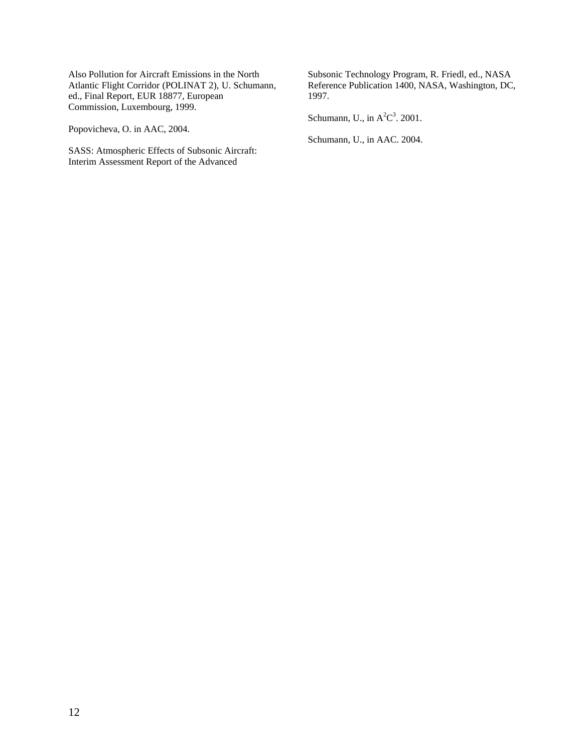Also Pollution for Aircraft Emissions in the North Atlantic Flight Corridor (POLINAT 2), U. Schumann, ed., Final Report, EUR 18877, European Commission, Luxembourg, 1999.

Popovicheva, O. in AAC, 2004.

SASS: Atmospheric Effects of Subsonic Aircraft: Interim Assessment Report of the Advanced Subsonic Technology Program, R. Friedl, ed., NASA Reference Publication 1400, NASA, Washington, DC, 1997.

Schumann, U., in $A^2C^3$. 2001.

Schumann, U., in AAC. 2004.